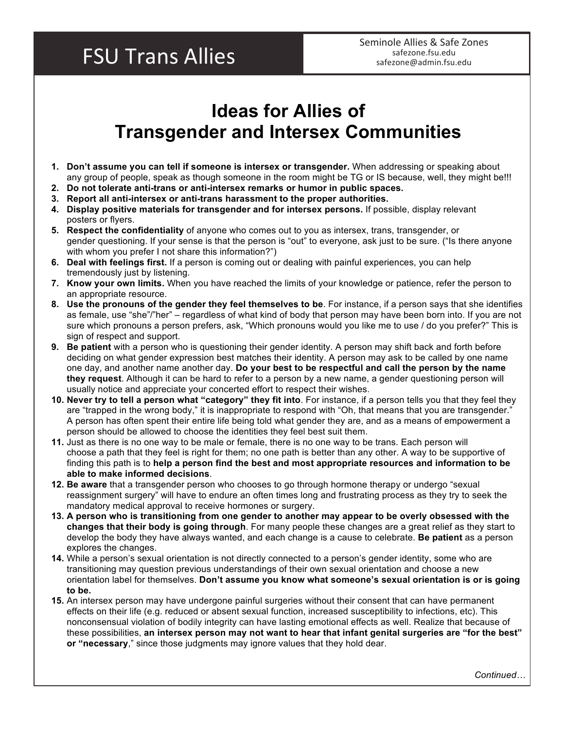# FSU Trans Allies

Seminole Allies & Safe Zones
safezone.fsu.edu
safezone@admin.fsu.edu

## Ideas for Allies of Transgender and Intersex Communities

1. **Don't assume you can tell if someone is intersex or transgender.** When addressing or speaking about any group of people, speak as though someone in the room might be TG or IS because, well, they might be!!!
2. **Do not tolerate anti-trans or anti-intersex remarks or humor in public spaces.**
3. **Report all anti-intersex or anti-trans harassment to the proper authorities.**
4. **Display positive materials for transgender and for intersex persons.** If possible, display relevant posters or flyers.
5. **Respect the confidentiality** of anyone who comes out to you as intersex, trans, transgender, or gender questioning. If your sense is that the person is "out" to everyone, ask just to be sure. ("Is there anyone with whom you prefer I not share this information?")
6. **Deal with feelings first.** If a person is coming out or dealing with painful experiences, you can help tremendously just by listening.
7. **Know your own limits.** When you have reached the limits of your knowledge or patience, refer the person to an appropriate resource.
8. **Use the pronouns of the gender they feel themselves to be**. For instance, if a person says that she identifies as female, use "she"/"her" – regardless of what kind of body that person may have been born into. If you are not sure which pronouns a person prefers, ask, "Which pronouns would you like me to use / do you prefer?" This is sign of respect and support.
9. **Be patient** with a person who is questioning their gender identity. A person may shift back and forth before deciding on what gender expression best matches their identity. A person may ask to be called by one name one day, and another name another day. **Do your best to be respectful and call the person by the name they request**. Although it can be hard to refer to a person by a new name, a gender questioning person will usually notice and appreciate your concerted effort to respect their wishes.
10. **Never try to tell a person what "category" they fit into**. For instance, if a person tells you that they feel they are "trapped in the wrong body," it is inappropriate to respond with "Oh, that means that you are transgender." A person has often spent their entire life being told what gender they are, and as a means of empowerment a person should be allowed to choose the identities they feel best suit them.
11. Just as there is no one way to be male or female, there is no one way to be trans. Each person will choose a path that they feel is right for them; no one path is better than any other. A way to be supportive of finding this path is to **help a person find the best and most appropriate resources and information to be able to make informed decisions**.
12. **Be aware** that a transgender person who chooses to go through hormone therapy or undergo "sexual reassignment surgery" will have to endure an often times long and frustrating process as they try to seek the mandatory medical approval to receive hormones or surgery.
13. **A person who is transitioning from one gender to another may appear to be overly obsessed with the changes that their body is going through**. For many people these changes are a great relief as they start to develop the body they have always wanted, and each change is a cause to celebrate. **Be patient** as a person explores the changes.
14. While a person's sexual orientation is not directly connected to a person's gender identity, some who are transitioning may question previous understandings of their own sexual orientation and choose a new orientation label for themselves. **Don't assume you know what someone's sexual orientation is or is going to be.**
15. An intersex person may have undergone painful surgeries without their consent that can have permanent effects on their life (e.g. reduced or absent sexual function, increased susceptibility to infections, etc). This nonconsensual violation of bodily integrity can have lasting emotional effects as well. Realize that because of these possibilities, **an intersex person may not want to hear that infant genital surgeries are "for the best" or "necessary**," since those judgments may ignore values that they hold dear.

*Continued…*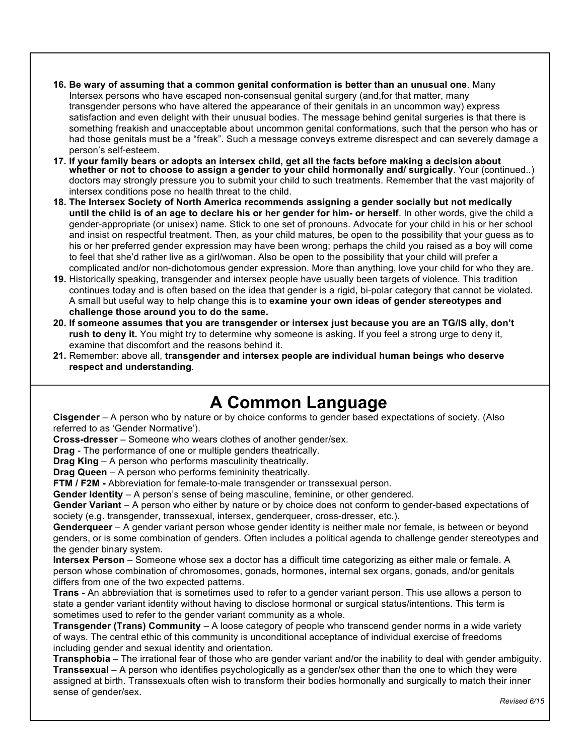16. **Be wary of assuming that a common genital conformation is better than an unusual one**. Many Intersex persons who have escaped non-consensual genital surgery (and,for that matter, many transgender persons who have altered the appearance of their genitals in an uncommon way) express satisfaction and even delight with their unusual bodies. The message behind genital surgeries is that there is something freakish and unacceptable about uncommon genital conformations, such that the person who has or had those genitals must be a "freak". Such a message conveys extreme disrespect and can severely damage a person's self-esteem.
17. **If your family bears or adopts an intersex child, get all the facts before making a decision about whether or not to choose to assign a gender to your child hormonally and/ surgically**. Your (continued..) doctors may strongly pressure you to submit your child to such treatments. Remember that the vast majority of intersex conditions pose no health threat to the child.
18. **The Intersex Society of North America recommends assigning a gender socially but not medically until the child is of an age to declare his or her gender for him- or herself**. In other words, give the child a gender-appropriate (or unisex) name. Stick to one set of pronouns. Advocate for your child in his or her school and insist on respectful treatment. Then, as your child matures, be open to the possibility that your guess as to his or her preferred gender expression may have been wrong; perhaps the child you raised as a boy will come to feel that she'd rather live as a girl/woman. Also be open to the possibility that your child will prefer a complicated and/or non-dichotomous gender expression. More than anything, love your child for who they are.
19. Historically speaking, transgender and intersex people have usually been targets of violence. This tradition continues today and is often based on the idea that gender is a rigid, bi-polar category that cannot be violated. A small but useful way to help change this is to **examine your own ideas of gender stereotypes and challenge those around you to do the same.**
20. **If someone assumes that you are transgender or intersex just because you are an TG/IS ally, don't rush to deny it.** You might try to determine why someone is asking. If you feel a strong urge to deny it, examine that discomfort and the reasons behind it.
21. Remember: above all, **transgender and intersex people are individual human beings who deserve respect and understanding**.

# A Common Language

**Cisgender** – A person who by nature or by choice conforms to gender based expectations of society. (Also referred to as 'Gender Normative').

**Cross-dresser** – Someone who wears clothes of another gender/sex.

**Drag** - The performance of one or multiple genders theatrically.

**Drag King** – A person who performs masculinity theatrically.

**Drag Queen** – A person who performs femininity theatrically.

**FTM / F2M -** Abbreviation for female-to-male transgender or transsexual person.

**Gender Identity** – A person's sense of being masculine, feminine, or other gendered.

**Gender Variant** – A person who either by nature or by choice does not conform to gender-based expectations of society (e.g. transgender, transsexual, intersex, genderqueer, cross-dresser, etc.).

**Genderqueer** – A gender variant person whose gender identity is neither male nor female, is between or beyond genders, or is some combination of genders. Often includes a political agenda to challenge gender stereotypes and the gender binary system.

**Intersex Person** – Someone whose sex a doctor has a difficult time categorizing as either male or female. A person whose combination of chromosomes, gonads, hormones, internal sex organs, gonads, and/or genitals differs from one of the two expected patterns.

**Trans** - An abbreviation that is sometimes used to refer to a gender variant person. This use allows a person to state a gender variant identity without having to disclose hormonal or surgical status/intentions. This term is sometimes used to refer to the gender variant community as a whole.

**Transgender (Trans) Community** – A loose category of people who transcend gender norms in a wide variety of ways. The central ethic of this community is unconditional acceptance of individual exercise of freedoms including gender and sexual identity and orientation.

**Transphobia** – The irrational fear of those who are gender variant and/or the inability to deal with gender ambiguity.

**Transsexual** – A person who identifies psychologically as a gender/sex other than the one to which they were assigned at birth. Transsexuals often wish to transform their bodies hormonally and surgically to match their inner sense of gender/sex.

*Revised 6/15*